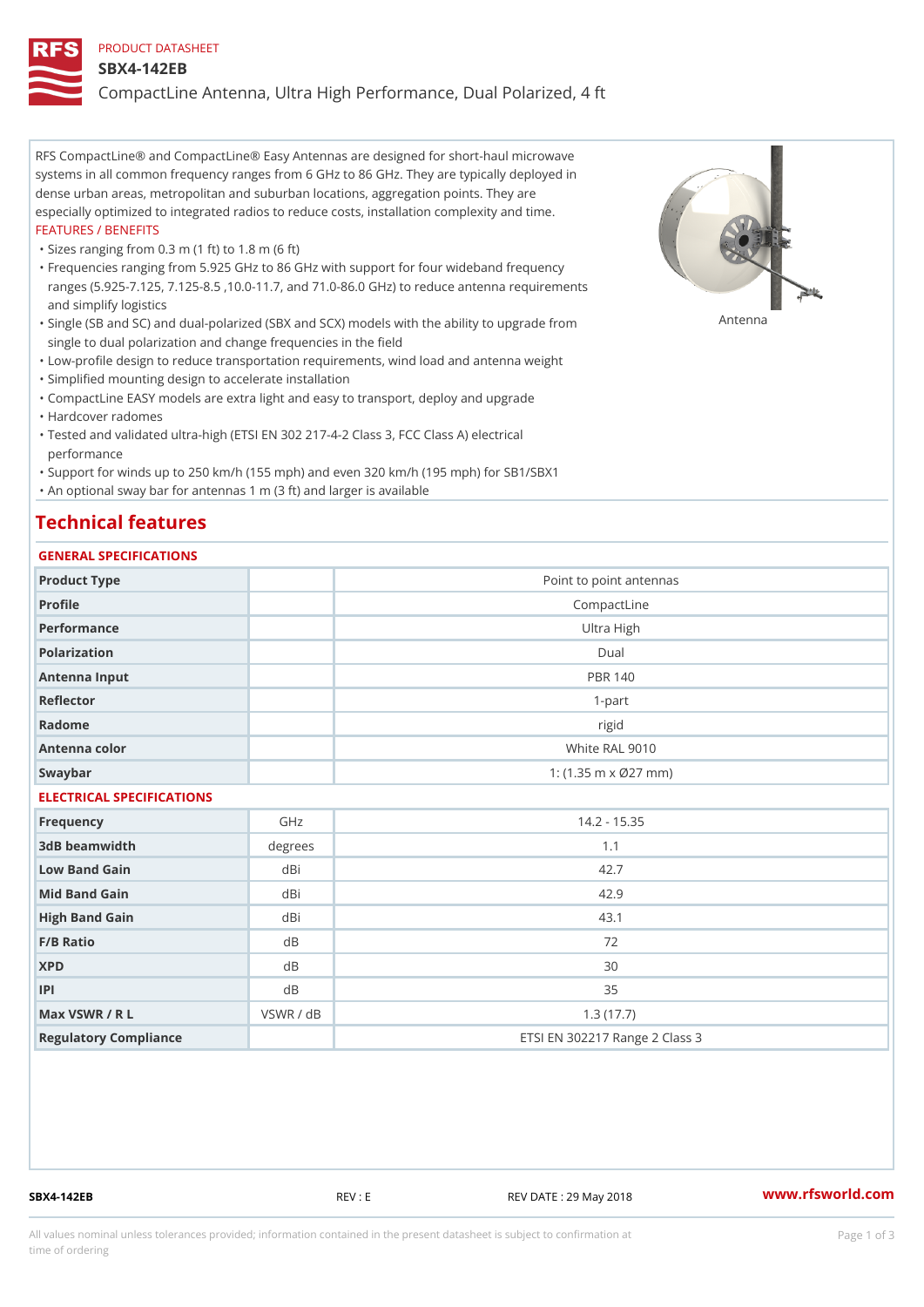PRODUCT DATASHEET

# SBX4-142EB

CompactLine Antenna, Ultra High Performance, Dual Polarized, 4 ft

RFS CompactLine® and CompactLine® Easy Antennas are designed for short-haul microwave systems in all common frequency ranges from 6 GHz to 86 GHz. They are typically deployed in dense urban areas, metropolitan and suburban locations, aggregation points. They are especially optimized to integrated radios to reduce costs, installation complexity and time.

FEATURES / BENEFITS

- Sizes ranging from 0.3 m (1 ft) to 1.8 m (6 ft)
- Frequencies ranging from 5.925 GHz to 86 GHz with support for four wideband frequency ranges (5.925-7.125, 7.125-8.5 ,10.0-11.7, and 71.0-86.0 GHz) to reduce antenna requirements and simplify logistics
- Single (SB and SC) and dual-polarized (SBX and SCX) models with the ability to upgrade from single to dual polarization and change frequencies in the field
- Low-profile design to reduce transportation requirements, wind load and antenna weight
- Simplified mounting design to accelerate installation
- CompactLine EASY models are extra light and easy to transport, deploy and upgrade
- Hardcover radomes
- Tested and validated ultra-high (ETSI EN 302 217-4-2 Class 3, FCC Class A) electrical performance
- Support for winds up to 250 km/h (155 mph) and even 320 km/h (195 mph) for SB1/SBX1
- An optional sway bar for antennas 1 m (3 ft) and larger is available

Antenna

## Technical features

### GENERAL SPECIFICATIONS

| | | |
|---|---|---|
| Product Type | | Point to point antennas |
| Profile | | CompactLine |
| Performance | | Ultra High |
| Polarization | | Dual |
| Antenna Input | | PBR 140 |
| Reflector | | 1-part |
| Radome | | rigid |
| Antenna color | | White RAL 9010 |
| Swaybar | | 1: (1.35 m x Ø27 mm) |

### ELECTRICAL SPECIFICATIONS

| | | |
|---|---|---|
| Frequency | GHz | 14.2 - 15.35 |
| 3dB beamwidth | degrees | 1.1 |
| Low Band Gain | dBi | 42.7 |
| Mid Band Gain | dBi | 42.9 |
| High Band Gain | dBi | 43.1 |
| F/B Ratio | dB | 72 |
| XPD | dB | 30 |
| IPI | dB | 35 |
| Max VSWR / R L | VSWR / dB | 1.3 (17.7) |
| Regulatory Compliance | | ETSI EN 302217 Range 2 Class 3 |

SBX4-142EB REV : E REV DATE : 29 May 2018 www.rfsworld.com

All values nominal unless tolerances provided; information contained in the present datasheet is subject to confirmation at time of ordering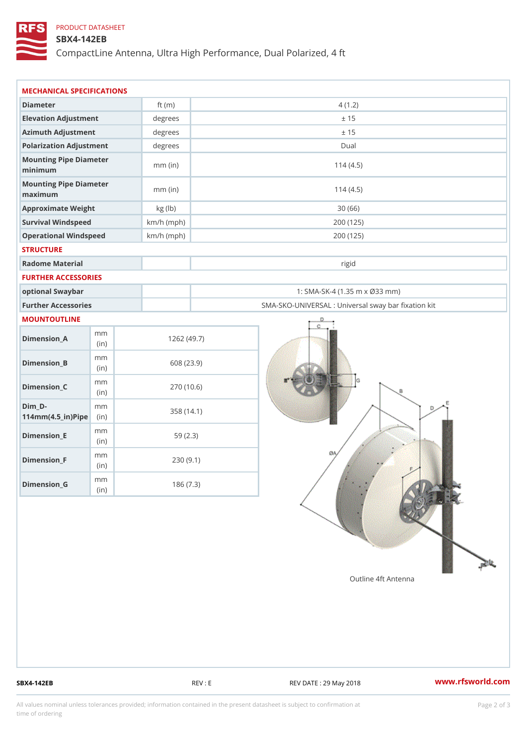PRODUCT DATASHEET

# SBX4-142EB

CompactLine Antenna, Ultra High Performance, Dual Polarized, 4 ft

## MECHANICAL SPECIFICATIONS

| | | |
|---|---|---|
| Diameter | ft (m) | 4 (1.2) |
| Elevation Adjustment | degrees | ± 15 |
| Azimuth Adjustment | degrees | ± 15 |
| Polarization Adjustment | degrees | Dual |
| Mounting Pipe Diameter minimum | mm (in) | 114 (4.5) |
| Mounting Pipe Diameter maximum | mm (in) | 114 (4.5) |
| Approximate Weight | kg (lb) | 30 (66) |
| Survival Windspeed | km/h (mph) | 200 (125) |
| Operational Windspeed | km/h (mph) | 200 (125) |

## STRUCTURE

| | | |
|---|---|---|
| Radome Material | | rigid |

## FURTHER ACCESSORIES

| | | |
|---|---|---|
| optional Swaybar | | 1: SMA-SK-4 (1.35 m x Ø33 mm) |
| Further Accessories | | SMA-SKO-UNIVERSAL : Universal sway bar fixation kit |

## MOUNTOUTLINE

| | | |
|---|---|---|
| Dimension_A | mm (in) | 1262 (49.7) |
| Dimension_B | mm (in) | 608 (23.9) |
| Dimension_C | mm (in) | 270 (10.6) |
| Dim_D-114mm(4.5_in)Pipe | mm (in) | 358 (14.1) |
| Dimension_E | mm (in) | 59 (2.3) |
| Dimension_F | mm (in) | 230 (9.1) |
| Dimension_G | mm (in) | 186 (7.3) |

Outline 4ft Antenna

SBX4-142EB REV : E REV DATE : 29 May 2018 www.rfsworld.com

All values nominal unless tolerances provided; information contained in the present datasheet is subject to confirmation at time of ordering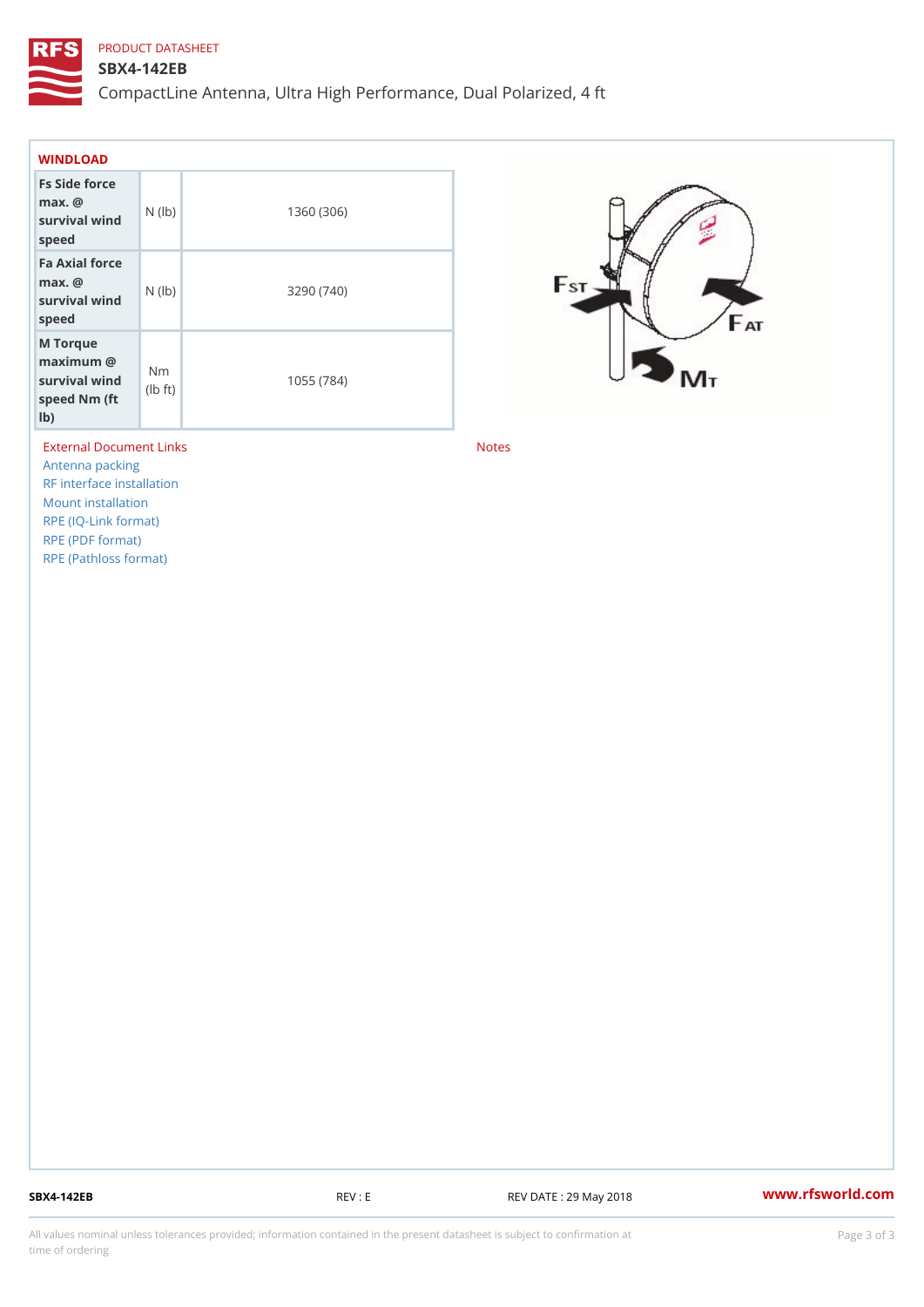## WINDLOAD

| | | |
|---|---|---|
| Fs Side force max. @ survival wind speed | N (lb) | 1360 (306) |
| Fa Axial force max. @ survival wind speed | N (lb) | 3290 (740) |
| M Torque maximum @ survival wind speed Nm (ft lb) | Nm (lb ft) | 1055 (784) |

FST

FAT

MT

External Document Links

Antenna packing

RF interface installation

Mount installation

RPE (IQ-Link format)

RPE (PDF format)

RPE (Pathloss format)

Notes